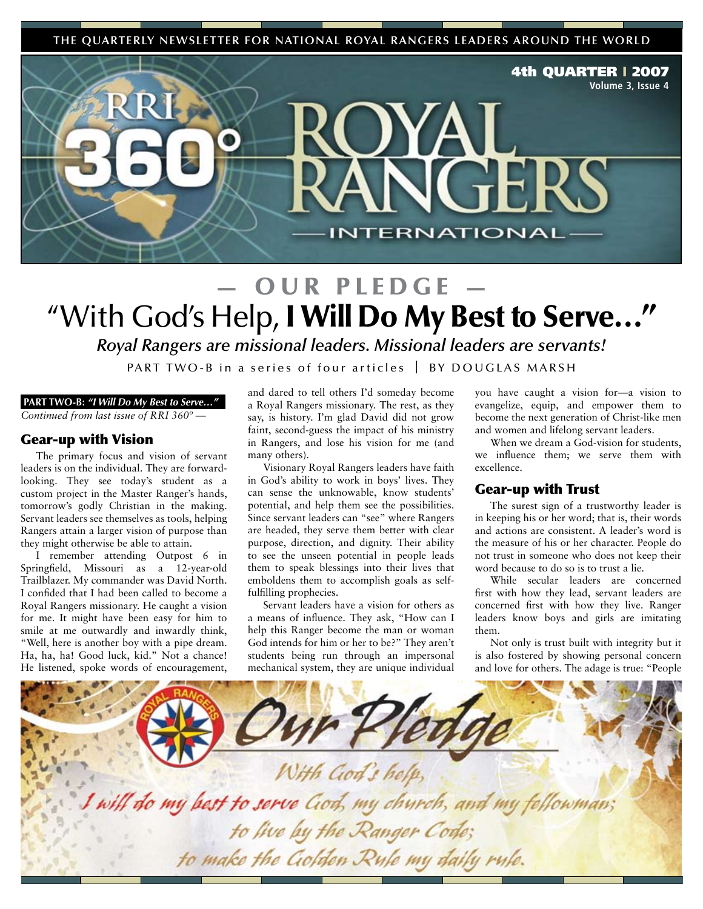THE QUARTERLY NEWSLETTER FOR NATIONAL ROYAL RANGERS LEADERS AROUND THE WORLD

4th QUARTER | 2007
Volume 3, Issue 4

RRI 360° ROYAL RANGERS INTERNATIONAL

# — OUR PLEDGE —
# "With God's Help, **I Will Do My Best to Serve…"**

***Royal Rangers are missional leaders. Missional leaders are servants!***

PART TWO-B in a series of four articles | BY DOUGLAS MARSH

**PART TWO-B: *"I Will Do My Best to Serve…"***
*Continued from last issue of RRI 360° —*

## Gear-up with Vision

The primary focus and vision of servant leaders is on the individual. They are forward-looking. They see today's student as a custom project in the Master Ranger's hands, tomorrow's godly Christian in the making. Servant leaders see themselves as tools, helping Rangers attain a larger vision of purpose than they might otherwise be able to attain.

I remember attending Outpost 6 in Springfield, Missouri as a 12-year-old Trailblazer. My commander was David North. I confided that I had been called to become a Royal Rangers missionary. He caught a vision for me. It might have been easy for him to smile at me outwardly and inwardly think, "Well, here is another boy with a pipe dream. Ha, ha, ha! Good luck, kid." Not a chance! He listened, spoke words of encouragement, and dared to tell others I'd someday become a Royal Rangers missionary. The rest, as they say, is history. I'm glad David did not grow faint, second-guess the impact of his ministry in Rangers, and lose his vision for me (and many others).

Visionary Royal Rangers leaders have faith in God's ability to work in boys' lives. They can sense the unknowable, know students' potential, and help them see the possibilities. Since servant leaders can "see" where Rangers are headed, they serve them better with clear purpose, direction, and dignity. Their ability to see the unseen potential in people leads them to speak blessings into their lives that emboldens them to accomplish goals as self-fulfilling prophecies.

Servant leaders have a vision for others as a means of influence. They ask, "How can I help this Ranger become the man or woman God intends for him or her to be?" They aren't students being run through an impersonal mechanical system, they are unique individual you have caught a vision for—a vision to evangelize, equip, and empower them to become the next generation of Christ-like men and women and lifelong servant leaders.

When we dream a God-vision for students, we influence them; we serve them with excellence.

## Gear-up with Trust

The surest sign of a trustworthy leader is in keeping his or her word; that is, their words and actions are consistent. A leader's word is the measure of his or her character. People do not trust in someone who does not keep their word because to do so is to trust a lie.

While secular leaders are concerned first with how they lead, servant leaders are concerned first with how they live. Ranger leaders know boys and girls are imitating them.

Not only is trust built with integrity but it is also fostered by showing personal concern and love for others. The adage is true: "People

*Our Pledge*

*With God's help,*
*I will do my best to serve God, my church, and my fellowman;*
*to live by the Ranger Code;*
*to make the Golden Rule my daily rule.*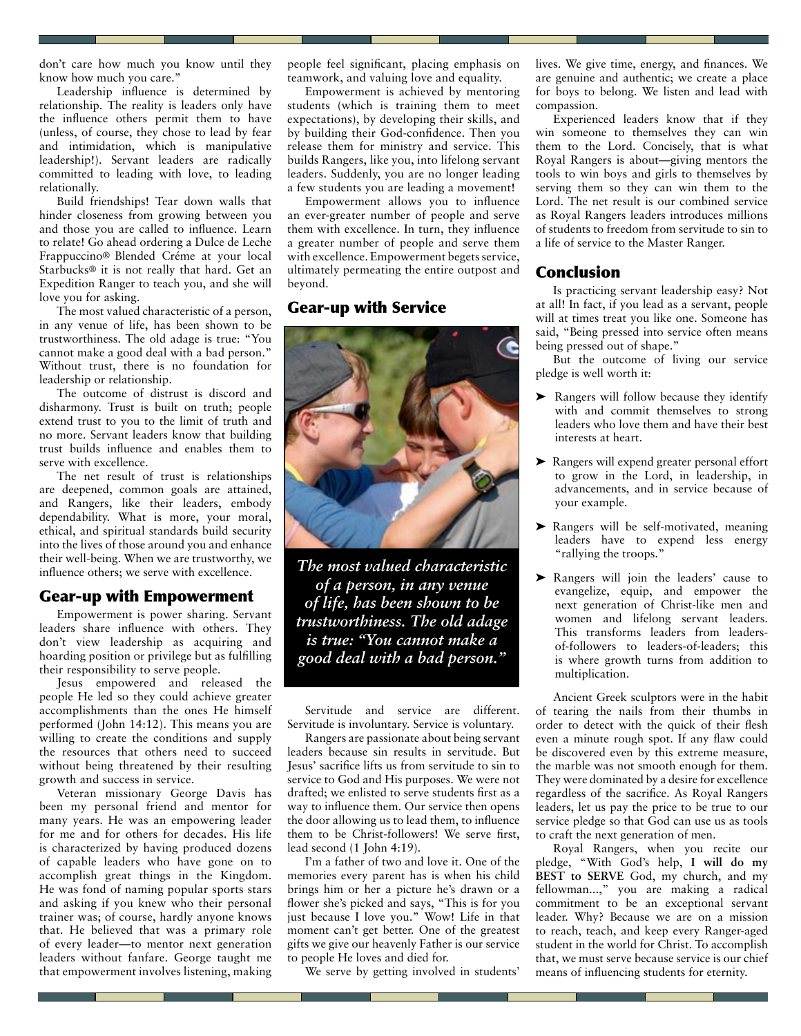don't care how much you know until they know how much you care."

Leadership influence is determined by relationship. The reality is leaders only have the influence others permit them to have (unless, of course, they chose to lead by fear and intimidation, which is manipulative leadership!). Servant leaders are radically committed to leading with love, to leading relationally.

Build friendships! Tear down walls that hinder closeness from growing between you and those you are called to influence. Learn to relate! Go ahead ordering a Dulce de Leche Frappuccino® Blended Créme at your local Starbucks® it is not really that hard. Get an Expedition Ranger to teach you, and she will love you for asking.

The most valued characteristic of a person, in any venue of life, has been shown to be trustworthiness. The old adage is true: "You cannot make a good deal with a bad person." Without trust, there is no foundation for leadership or relationship.

The outcome of distrust is discord and disharmony. Trust is built on truth; people extend trust to you to the limit of truth and no more. Servant leaders know that building trust builds influence and enables them to serve with excellence.

The net result of trust is relationships are deepened, common goals are attained, and Rangers, like their leaders, embody dependability. What is more, your moral, ethical, and spiritual standards build security into the lives of those around you and enhance their well-being. When we are trustworthy, we influence others; we serve with excellence.

## Gear-up with Empowerment

Empowerment is power sharing. Servant leaders share influence with others. They don't view leadership as acquiring and hoarding position or privilege but as fulfilling their responsibility to serve people.

Jesus empowered and released the people He led so they could achieve greater accomplishments than the ones He himself performed (John 14:12). This means you are willing to create the conditions and supply the resources that others need to succeed without being threatened by their resulting growth and success in service.

Veteran missionary George Davis has been my personal friend and mentor for many years. He was an empowering leader for me and for others for decades. His life is characterized by having produced dozens of capable leaders who have gone on to accomplish great things in the Kingdom. He was fond of naming popular sports stars and asking if you knew who their personal trainer was; of course, hardly anyone knows that. He believed that was a primary role of every leader—to mentor next generation leaders without fanfare. George taught me that empowerment involves listening, making people feel significant, placing emphasis on teamwork, and valuing love and equality.

Empowerment is achieved by mentoring students (which is training them to meet expectations), by developing their skills, and by building their God-confidence. Then you release them for ministry and service. This builds Rangers, like you, into lifelong servant leaders. Suddenly, you are no longer leading a few students you are leading a movement!

Empowerment allows you to influence an ever-greater number of people and serve them with excellence. In turn, they influence a greater number of people and serve them with excellence. Empowerment begets service, ultimately permeating the entire outpost and beyond.

## Gear-up with Service

*The most valued characteristic of a person, in any venue of life, has been shown to be trustworthiness. The old adage is true: "You cannot make a good deal with a bad person."*

Servitude and service are different. Servitude is involuntary. Service is voluntary.

Rangers are passionate about being servant leaders because sin results in servitude. But Jesus' sacrifice lifts us from servitude to sin to service to God and His purposes. We were not drafted; we enlisted to serve students first as a way to influence them. Our service then opens the door allowing us to lead them, to influence them to be Christ-followers! We serve first, lead second (1 John 4:19).

I'm a father of two and love it. One of the memories every parent has is when his child brings him or her a picture he's drawn or a flower she's picked and says, "This is for you just because I love you." Wow! Life in that moment can't get better. One of the greatest gifts we give our heavenly Father is our service to people He loves and died for.

We serve by getting involved in students' lives. We give time, energy, and finances. We are genuine and authentic; we create a place for boys to belong. We listen and lead with compassion.

Experienced leaders know that if they win someone to themselves they can win them to the Lord. Concisely, that is what Royal Rangers is about—giving mentors the tools to win boys and girls to themselves by serving them so they can win them to the Lord. The net result is our combined service as Royal Rangers leaders introduces millions of students to freedom from servitude to sin to a life of service to the Master Ranger.

## Conclusion

Is practicing servant leadership easy? Not at all! In fact, if you lead as a servant, people will at times treat you like one. Someone has said, "Being pressed into service often means being pressed out of shape."

But the outcome of living our service pledge is well worth it:

- Rangers will follow because they identify with and commit themselves to strong leaders who love them and have their best interests at heart.
- Rangers will expend greater personal effort to grow in the Lord, in leadership, in advancements, and in service because of your example.
- Rangers will be self-motivated, meaning leaders have to expend less energy "rallying the troops."
- Rangers will join the leaders' cause to evangelize, equip, and empower the next generation of Christ-like men and women and lifelong servant leaders. This transforms leaders from leaders-of-followers to leaders-of-leaders; this is where growth turns from addition to multiplication.

Ancient Greek sculptors were in the habit of tearing the nails from their thumbs in order to detect with the quick of their flesh even a minute rough spot. If any flaw could be discovered even by this extreme measure, the marble was not smooth enough for them. They were dominated by a desire for excellence regardless of the sacrifice. As Royal Rangers leaders, let us pay the price to be true to our service pledge so that God can use us as tools to craft the next generation of men.

Royal Rangers, when you recite our pledge, "With God's help, **I will do my BEST to SERVE** God, my church, and my fellowman...," you are making a radical commitment to be an exceptional servant leader. Why? Because we are on a mission to reach, teach, and keep every Ranger-aged student in the world for Christ. To accomplish that, we must serve because service is our chief means of influencing students for eternity.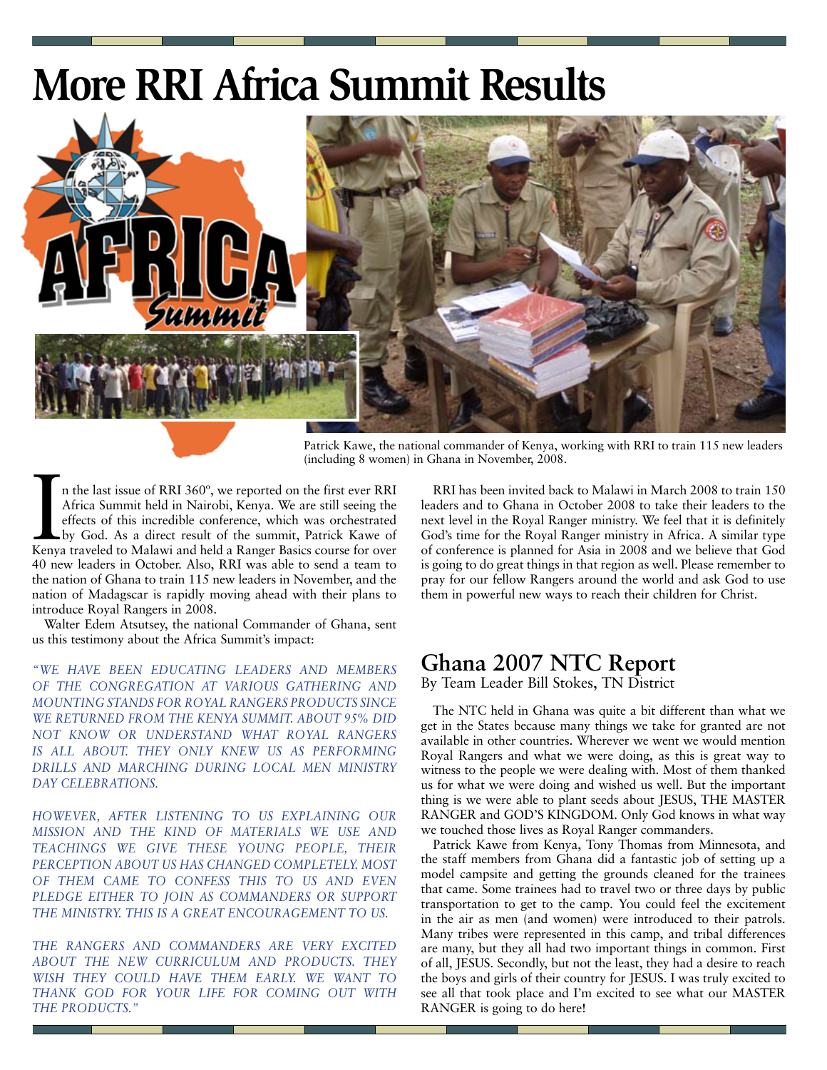# More RRI Africa Summit Results

Patrick Kawe, the national commander of Kenya, working with RRI to train 115 new leaders (including 8 women) in Ghana in November, 2008.

In the last issue of RRI 360º, we reported on the first ever RRI Africa Summit held in Nairobi, Kenya. We are still seeing the effects of this incredible conference, which was orchestrated by God. As a direct result of the summit, Patrick Kawe of Kenya traveled to Malawi and held a Ranger Basics course for over 40 new leaders in October. Also, RRI was able to send a team to the nation of Ghana to train 115 new leaders in November, and the nation of Madagscar is rapidly moving ahead with their plans to introduce Royal Rangers in 2008.

Walter Edem Atsutsey, the national Commander of Ghana, sent us this testimony about the Africa Summit's impact:

*"WE HAVE BEEN EDUCATING LEADERS AND MEMBERS OF THE CONGREGATION AT VARIOUS GATHERING AND MOUNTING STANDS FOR ROYAL RANGERS PRODUCTS SINCE WE RETURNED FROM THE KENYA SUMMIT. ABOUT 95% DID NOT KNOW OR UNDERSTAND WHAT ROYAL RANGERS IS ALL ABOUT. THEY ONLY KNEW US AS PERFORMING DRILLS AND MARCHING DURING LOCAL MEN MINISTRY DAY CELEBRATIONS.*

*HOWEVER, AFTER LISTENING TO US EXPLAINING OUR MISSION AND THE KIND OF MATERIALS WE USE AND TEACHINGS WE GIVE THESE YOUNG PEOPLE, THEIR PERCEPTION ABOUT US HAS CHANGED COMPLETELY. MOST OF THEM CAME TO CONFESS THIS TO US AND EVEN PLEDGE EITHER TO JOIN AS COMMANDERS OR SUPPORT THE MINISTRY. THIS IS A GREAT ENCOURAGEMENT TO US.*

*THE RANGERS AND COMMANDERS ARE VERY EXCITED ABOUT THE NEW CURRICULUM AND PRODUCTS. THEY WISH THEY COULD HAVE THEM EARLY. WE WANT TO THANK GOD FOR YOUR LIFE FOR COMING OUT WITH THE PRODUCTS."*

RRI has been invited back to Malawi in March 2008 to train 150 leaders and to Ghana in October 2008 to take their leaders to the next level in the Royal Ranger ministry. We feel that it is definitely God's time for the Royal Ranger ministry in Africa. A similar type of conference is planned for Asia in 2008 and we believe that God is going to do great things in that region as well. Please remember to pray for our fellow Rangers around the world and ask God to use them in powerful new ways to reach their children for Christ.

## Ghana 2007 NTC Report

By Team Leader Bill Stokes, TN District

The NTC held in Ghana was quite a bit different than what we get in the States because many things we take for granted are not available in other countries. Wherever we went we would mention Royal Rangers and what we were doing, as this is great way to witness to the people we were dealing with. Most of them thanked us for what we were doing and wished us well. But the important thing is we were able to plant seeds about JESUS, THE MASTER RANGER and GOD'S KINGDOM. Only God knows in what way we touched those lives as Royal Ranger commanders.

Patrick Kawe from Kenya, Tony Thomas from Minnesota, and the staff members from Ghana did a fantastic job of setting up a model campsite and getting the grounds cleaned for the trainees that came. Some trainees had to travel two or three days by public transportation to get to the camp. You could feel the excitement in the air as men (and women) were introduced to their patrols. Many tribes were represented in this camp, and tribal differences are many, but they all had two important things in common. First of all, JESUS. Secondly, but not the least, they had a desire to reach the boys and girls of their country for JESUS. I was truly excited to see all that took place and I'm excited to see what our MASTER RANGER is going to do here!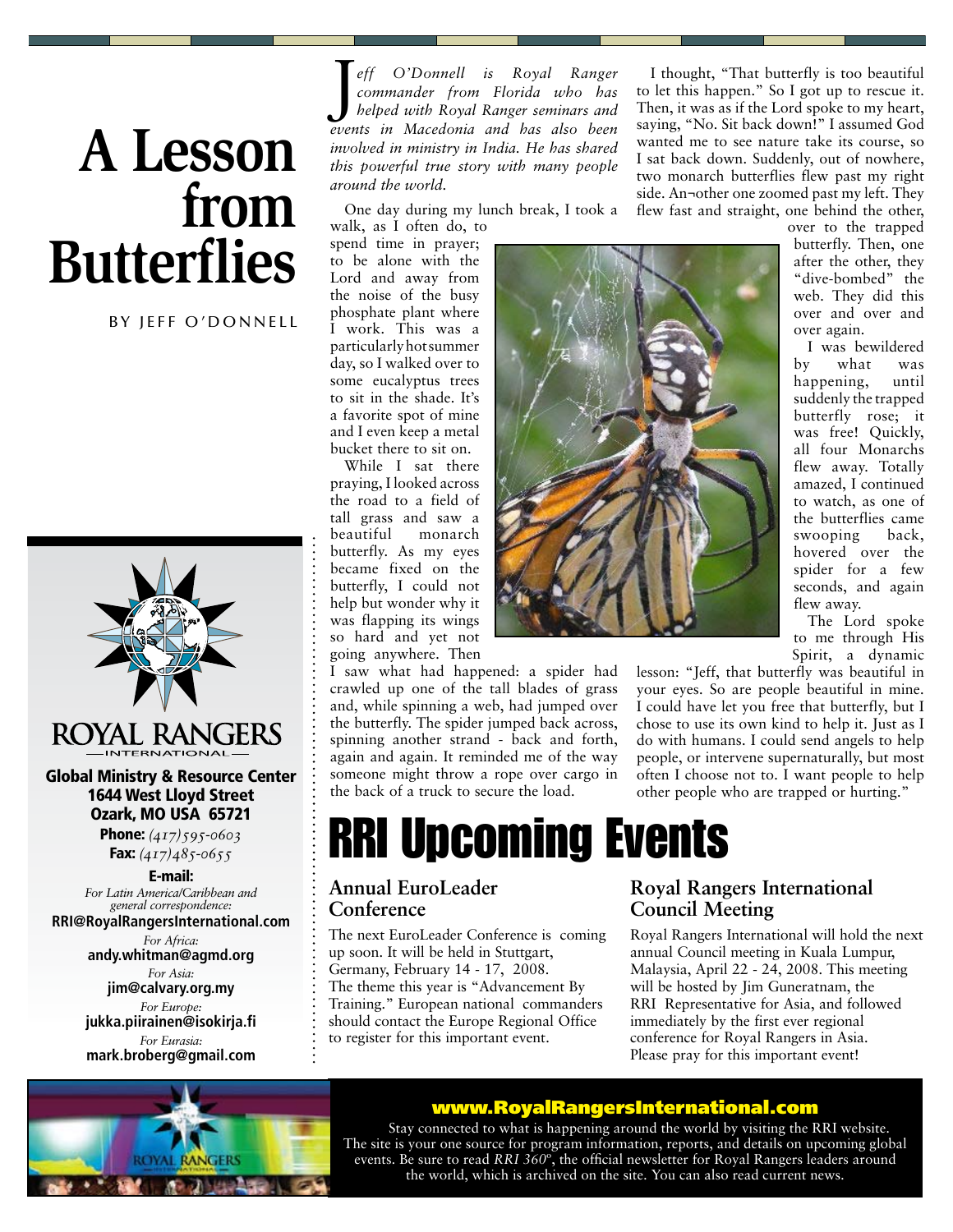# A Lesson from Butterflies

BY JEFF O'DONNELL

*Jeff O'Donnell is Royal Ranger commander from Florida who has helped with Royal Ranger seminars and events in Macedonia and has also been involved in ministry in India. He has shared this powerful true story with many people around the world.*

One day during my lunch break, I took a walk, as I often do, to spend time in prayer; to be alone with the Lord and away from the noise of the busy phosphate plant where I work. This was a particularly hot summer day, so I walked over to some eucalyptus trees to sit in the shade. It's a favorite spot of mine and I even keep a metal bucket there to sit on.

While I sat there praying, I looked across the road to a field of tall grass and saw a beautiful monarch butterfly. As my eyes became fixed on the butterfly, I could not help but wonder why it was flapping its wings so hard and yet not going anywhere. Then I saw what had happened: a spider had crawled up one of the tall blades of grass and, while spinning a web, had jumped over the butterfly. The spider jumped back across, spinning another strand - back and forth, again and again. It reminded me of the way someone might throw a rope over cargo in the back of a truck to secure the load.

I thought, "That butterfly is too beautiful to let this happen." So I got up to rescue it. Then, it was as if the Lord spoke to my heart, saying, "No. Sit back down!" I assumed God wanted me to see nature take its course, so I sat back down. Suddenly, out of nowhere, two monarch butterflies flew past my right side. An¬other one zoomed past my left. They flew fast and straight, one behind the other, over to the trapped butterfly. Then, one after the other, they "dive-bombed" the web. They did this over and over and over again.

I was bewildered by what was happening, until suddenly the trapped butterfly rose; it was free! Quickly, all four Monarchs flew away. Totally amazed, I continued to watch, as one of the butterflies came swooping back, hovered over the spider for a few seconds, and again flew away.

The Lord spoke to me through His Spirit, a dynamic lesson: "Jeff, that butterfly was beautiful in your eyes. So are people beautiful in mine. I could have let you free that butterfly, but I chose to use its own kind to help it. Just as I do with humans. I could send angels to help people, or intervene supernaturally, but most often I choose not to. I want people to help other people who are trapped or hurting."

ROYAL RANGERS INTERNATIONAL

**Global Ministry & Resource Center**
**1644 West Lloyd Street**
**Ozark, MO USA 65721**
**Phone:** *(417)595-0603*
**Fax:** *(417)485-0655*

**E-mail:**
*For Latin America/Caribbean and general correspondence:*
**RRI@RoyalRangersInternational.com**
*For Africa:*
**andy.whitman@agmd.org**
*For Asia:*
**jim@calvary.org.my**
*For Europe:*
**jukka.piirainen@isokirja.fi**
*For Eurasia:*
**mark.broberg@gmail.com**

# RRI Upcoming Events

## Annual EuroLeader Conference

The next EuroLeader Conference is coming up soon. It will be held in Stuttgart, Germany, February 14 - 17, 2008. The theme this year is "Advancement By Training." European national commanders should contact the Europe Regional Office to register for this important event.

## Royal Rangers International Council Meeting

Royal Rangers International will hold the next annual Council meeting in Kuala Lumpur, Malaysia, April 22 - 24, 2008. This meeting will be hosted by Jim Guneratnam, the RRI Representative for Asia, and followed immediately by the first ever regional conference for Royal Rangers in Asia. Please pray for this important event!

**www.RoyalRangersInternational.com**

Stay connected to what is happening around the world by visiting the RRI website. The site is your one source for program information, reports, and details on upcoming global events. Be sure to read *RRI 360º*, the official newsletter for Royal Rangers leaders around the world, which is archived on the site. You can also read current news.